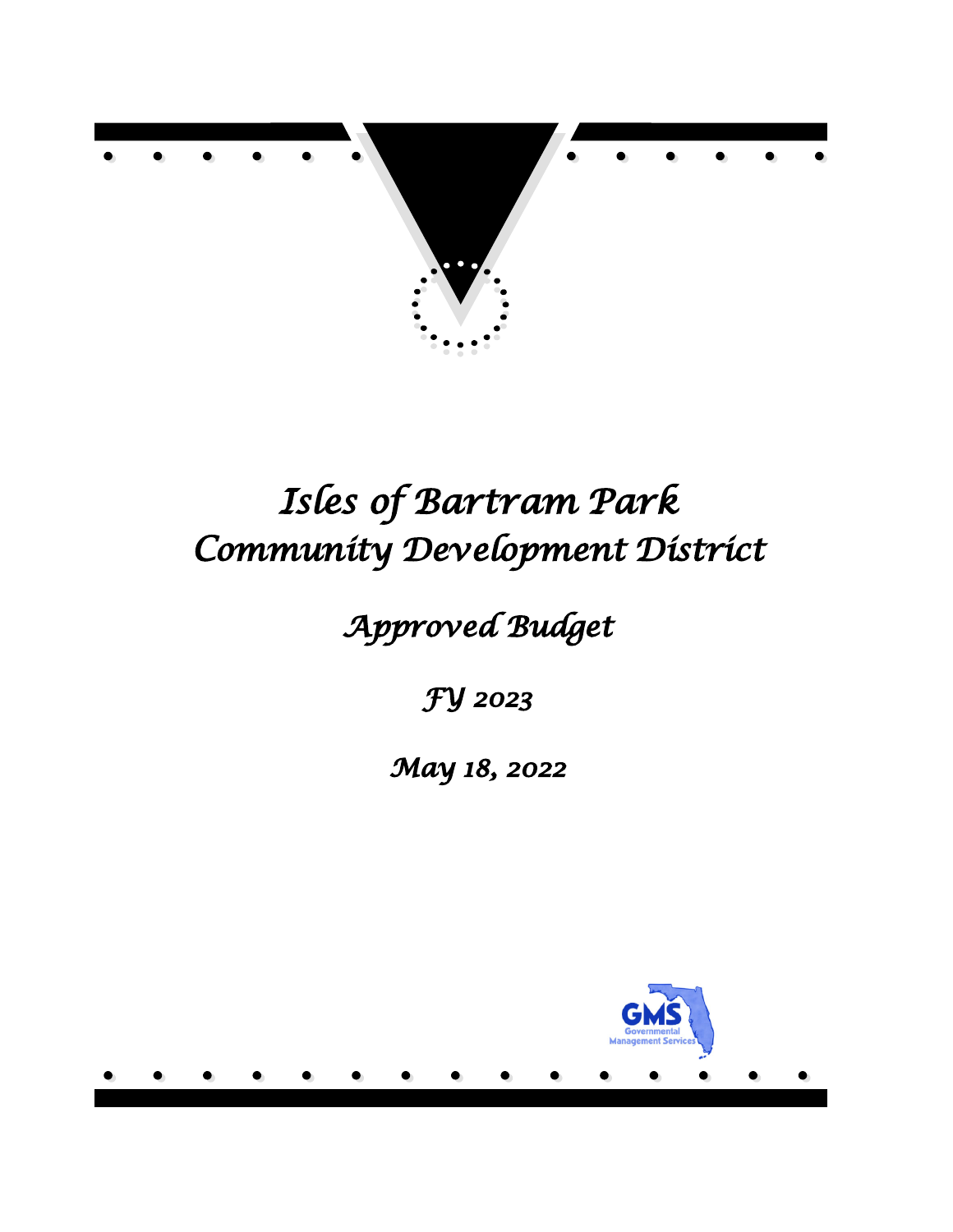# Isles of Bartram Park Community Development District

## Approved Budget

### FY 2023

### May 18, 2022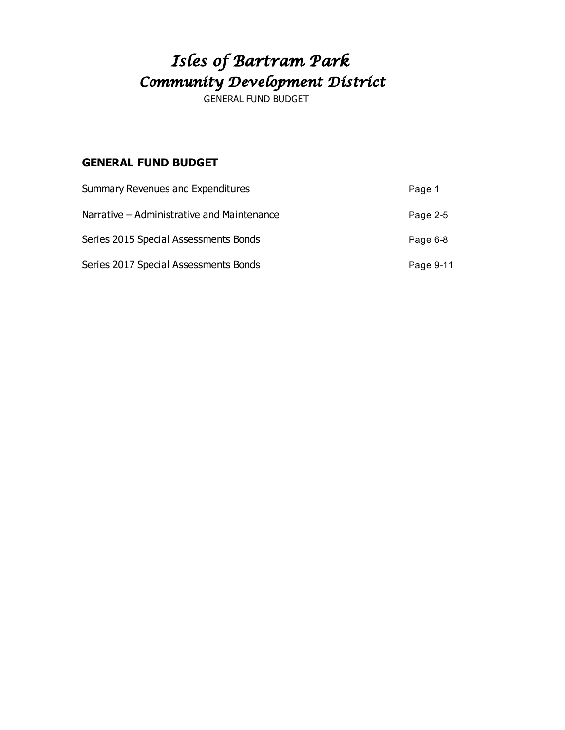# *Isles of Bartram Park*
## *Community Development District*

GENERAL FUND BUDGET

### GENERAL FUND BUDGET

| | |
|---|---|
| Summary Revenues and Expenditures | Page 1 |
| Narrative – Administrative and Maintenance | Page 2-5 |
| Series 2015 Special Assessments Bonds | Page 6-8 |
| Series 2017 Special Assessments Bonds | Page 9-11 |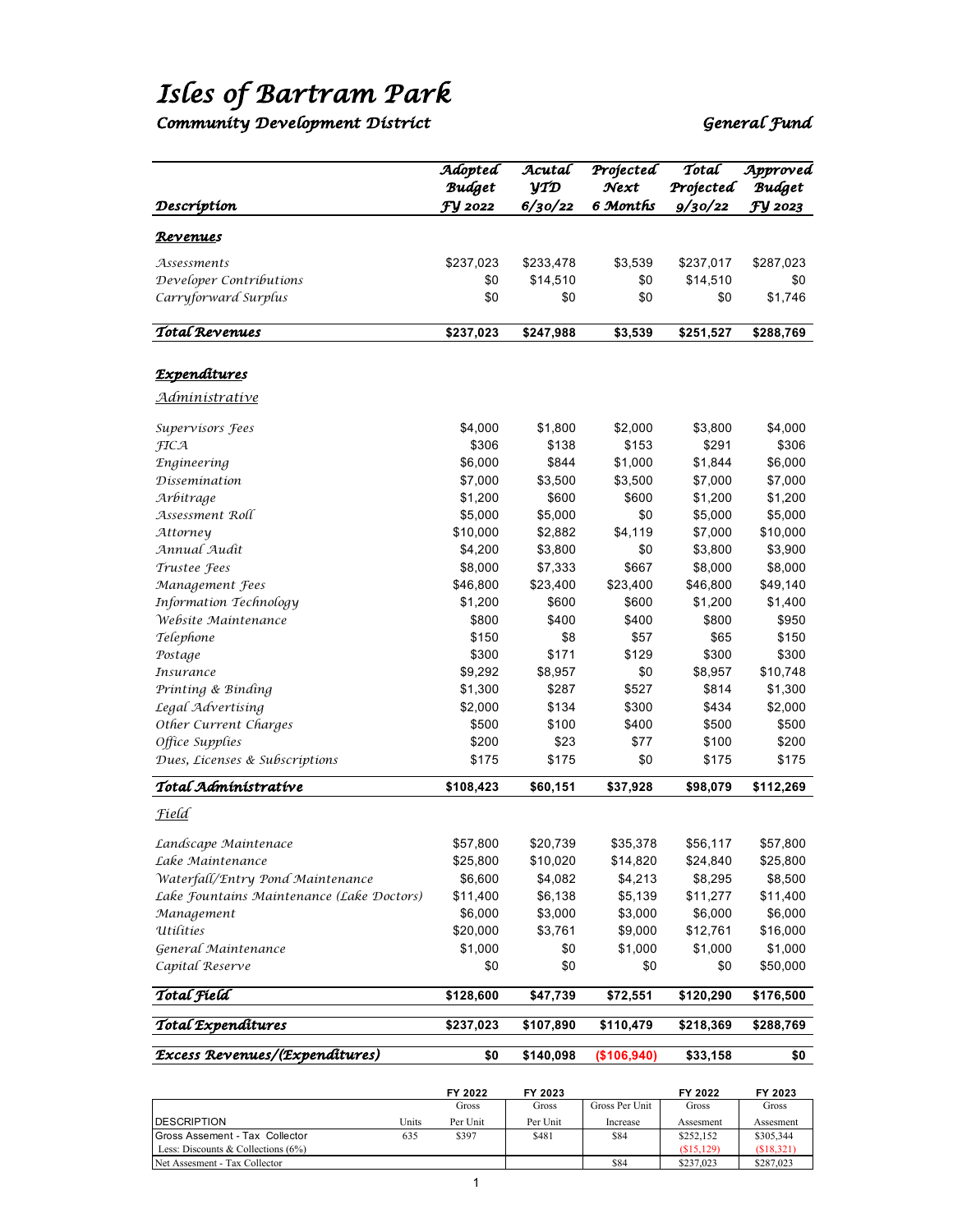# Isles of Bartram Park

## Community Development District

**General Fund**

| Description | Adopted Budget FY 2022 | Acutal YTD 6/30/22 | Projected Next 6 Months | Total Projected 9/30/22 | Approved Budget FY 2023 |
|---|---|---|---|---|---|
| ***Revenues*** | | | | | |
| Assessments | $237,023 | $233,478 | $3,539 | $237,017 | $287,023 |
| Developer Contributions | $0 | $14,510 | $0 | $14,510 | $0 |
| Carryforward Surplus | $0 | $0 | $0 | $0 | $1,746 |
| **Total Revenues** | **$237,023** | **$247,988** | **$3,539** | **$251,527** | **$288,769** |
| ***Expenditures*** | | | | | |
| *Administrative* | | | | | |
| Supervisors Fees | $4,000 | $1,800 | $2,000 | $3,800 | $4,000 |
| FICA | $306 | $138 | $153 | $291 | $306 |
| Engineering | $6,000 | $844 | $1,000 | $1,844 | $6,000 |
| Dissemination | $7,000 | $3,500 | $3,500 | $7,000 | $7,000 |
| Arbitrage | $1,200 | $600 | $600 | $1,200 | $1,200 |
| Assessment Roll | $5,000 | $5,000 | $0 | $5,000 | $5,000 |
| Attorney | $10,000 | $2,882 | $4,119 | $7,000 | $10,000 |
| Annual Audit | $4,200 | $3,800 | $0 | $3,800 | $3,900 |
| Trustee Fees | $8,000 | $7,333 | $667 | $8,000 | $8,000 |
| Management Fees | $46,800 | $23,400 | $23,400 | $46,800 | $49,140 |
| Information Technology | $1,200 | $600 | $600 | $1,200 | $1,400 |
| Website Maintenance | $800 | $400 | $400 | $800 | $950 |
| Telephone | $150 | $8 | $57 | $65 | $150 |
| Postage | $300 | $171 | $129 | $300 | $300 |
| Insurance | $9,292 | $8,957 | $0 | $8,957 | $10,748 |
| Printing & Binding | $1,300 | $287 | $527 | $814 | $1,300 |
| Legal Advertising | $2,000 | $134 | $300 | $434 | $2,000 |
| Other Current Charges | $500 | $100 | $400 | $500 | $500 |
| Office Supplies | $200 | $23 | $77 | $100 | $200 |
| Dues, Licenses & Subscriptions | $175 | $175 | $0 | $175 | $175 |
| **Total Administrative** | **$108,423** | **$60,151** | **$37,928** | **$98,079** | **$112,269** |
| *Field* | | | | | |
| Landscape Maintenace | $57,800 | $20,739 | $35,378 | $56,117 | $57,800 |
| Lake Maintenance | $25,800 | $10,020 | $14,820 | $24,840 | $25,800 |
| Waterfall/Entry Pond Maintenance | $6,600 | $4,082 | $4,213 | $8,295 | $8,500 |
| Lake Fountains Maintenance (Lake Doctors) | $11,400 | $6,138 | $5,139 | $11,277 | $11,400 |
| Management | $6,000 | $3,000 | $3,000 | $6,000 | $6,000 |
| Utilities | $20,000 | $3,761 | $9,000 | $12,761 | $16,000 |
| General Maintenance | $1,000 | $0 | $1,000 | $1,000 | $1,000 |
| Capital Reserve | $0 | $0 | $0 | $0 | $50,000 |
| **Total Field** | **$128,600** | **$47,739** | **$72,551** | **$120,290** | **$176,500** |
| **Total Expenditures** | **$237,023** | **$107,890** | **$110,479** | **$218,369** | **$288,769** |
| **Excess Revenues/(Expenditures)** | **$0** | **$140,098** | **($106,940)** | **$33,158** | **$0** |

| DESCRIPTION | Units | FY 2022 Gross Per Unit | FY 2023 Gross Per Unit | Gross Per Unit Increase | FY 2022 Gross Assesment | FY 2023 Gross Assesment |
|---|---|---|---|---|---|---|
| Gross Assement - Tax Collector | 635 | $397 | $481 | $84 | $252,152 | $305,344 |
| Less: Discounts & Collections (6%) | | | | | ($15,129) | ($18,321) |
| Net Assesment - Tax Collector | | | | $84 | $237,023 | $287,023 |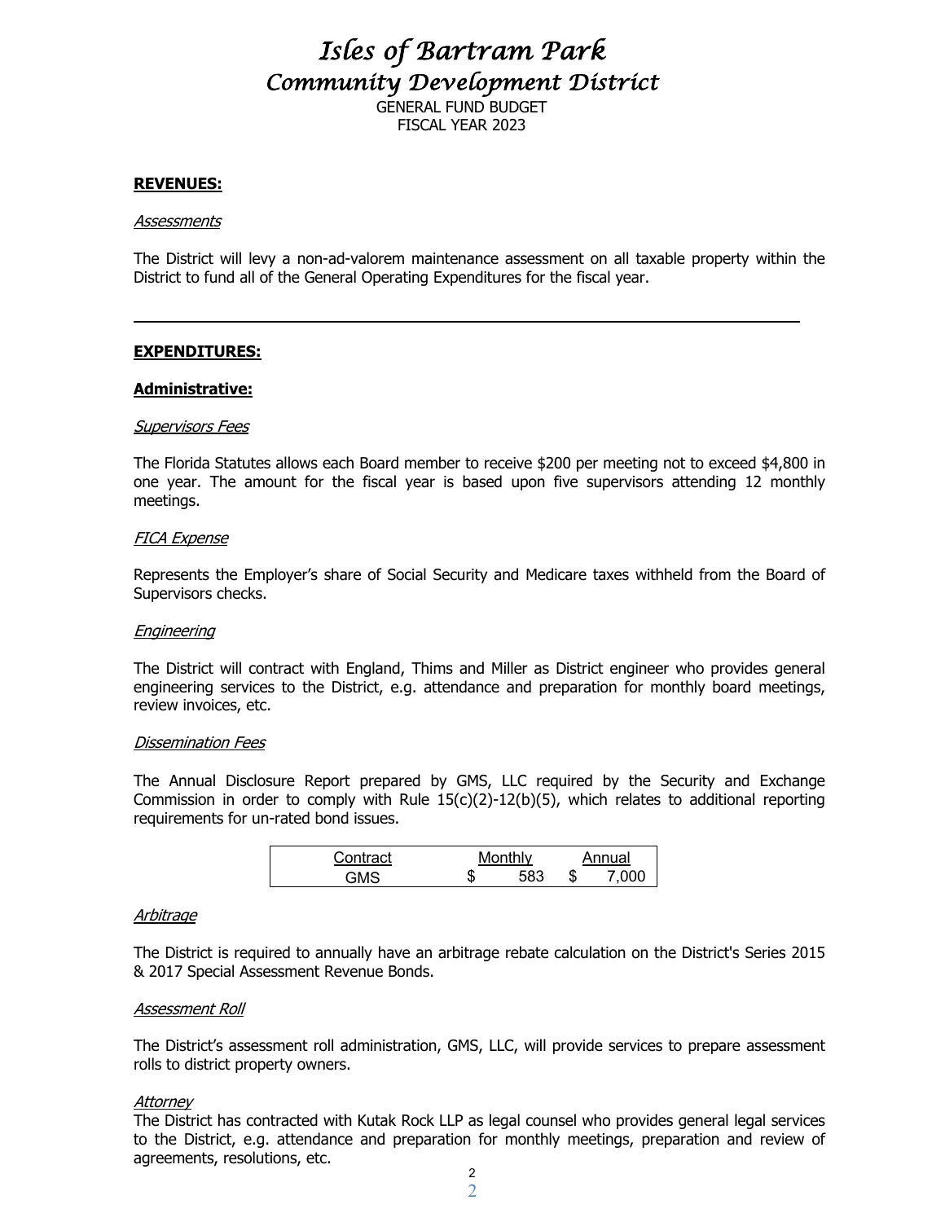# Isles of Bartram Park
## Community Development District

GENERAL FUND BUDGET
FISCAL YEAR 2023

**REVENUES:**

*Assessments*

The District will levy a non-ad-valorem maintenance assessment on all taxable property within the District to fund all of the General Operating Expenditures for the fiscal year.

---

**EXPENDITURES:**

**Administrative:**

*Supervisors Fees*

The Florida Statutes allows each Board member to receive $200 per meeting not to exceed $4,800 in one year. The amount for the fiscal year is based upon five supervisors attending 12 monthly meetings.

*FICA Expense*

Represents the Employer's share of Social Security and Medicare taxes withheld from the Board of Supervisors checks.

*Engineering*

The District will contract with England, Thims and Miller as District engineer who provides general engineering services to the District, e.g. attendance and preparation for monthly board meetings, review invoices, etc.

*Dissemination Fees*

The Annual Disclosure Report prepared by GMS, LLC required by the Security and Exchange Commission in order to comply with Rule 15(c)(2)-12(b)(5), which relates to additional reporting requirements for un-rated bond issues.

| Contract | Monthly | Annual |
|---|---|---|
| GMS | $ 583 | $ 7,000 |

*Arbitrage*

The District is required to annually have an arbitrage rebate calculation on the District's Series 2015 & 2017 Special Assessment Revenue Bonds.

*Assessment Roll*

The District's assessment roll administration, GMS, LLC, will provide services to prepare assessment rolls to district property owners.

*Attorney*

The District has contracted with Kutak Rock LLP as legal counsel who provides general legal services to the District, e.g. attendance and preparation for monthly meetings, preparation and review of agreements, resolutions, etc.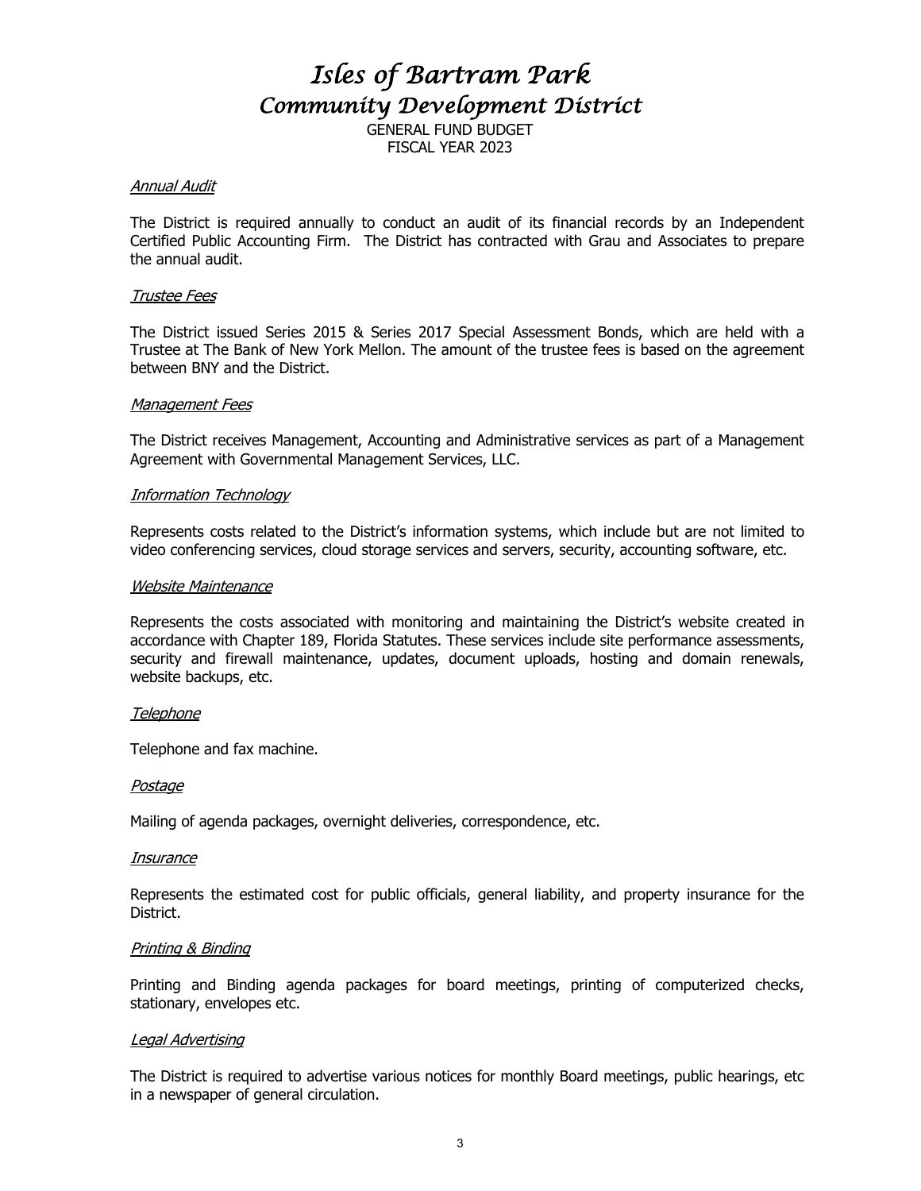# Isles of Bartram Park
## Community Development District

GENERAL FUND BUDGET
FISCAL YEAR 2023

*Annual Audit*

The District is required annually to conduct an audit of its financial records by an Independent Certified Public Accounting Firm. The District has contracted with Grau and Associates to prepare the annual audit.

*Trustee Fees*

The District issued Series 2015 & Series 2017 Special Assessment Bonds, which are held with a Trustee at The Bank of New York Mellon. The amount of the trustee fees is based on the agreement between BNY and the District.

*Management Fees*

The District receives Management, Accounting and Administrative services as part of a Management Agreement with Governmental Management Services, LLC.

*Information Technology*

Represents costs related to the District's information systems, which include but are not limited to video conferencing services, cloud storage services and servers, security, accounting software, etc.

*Website Maintenance*

Represents the costs associated with monitoring and maintaining the District's website created in accordance with Chapter 189, Florida Statutes. These services include site performance assessments, security and firewall maintenance, updates, document uploads, hosting and domain renewals, website backups, etc.

*Telephone*

Telephone and fax machine.

*Postage*

Mailing of agenda packages, overnight deliveries, correspondence, etc.

*Insurance*

Represents the estimated cost for public officials, general liability, and property insurance for the District.

*Printing & Binding*

Printing and Binding agenda packages for board meetings, printing of computerized checks, stationary, envelopes etc.

*Legal Advertising*

The District is required to advertise various notices for monthly Board meetings, public hearings, etc in a newspaper of general circulation.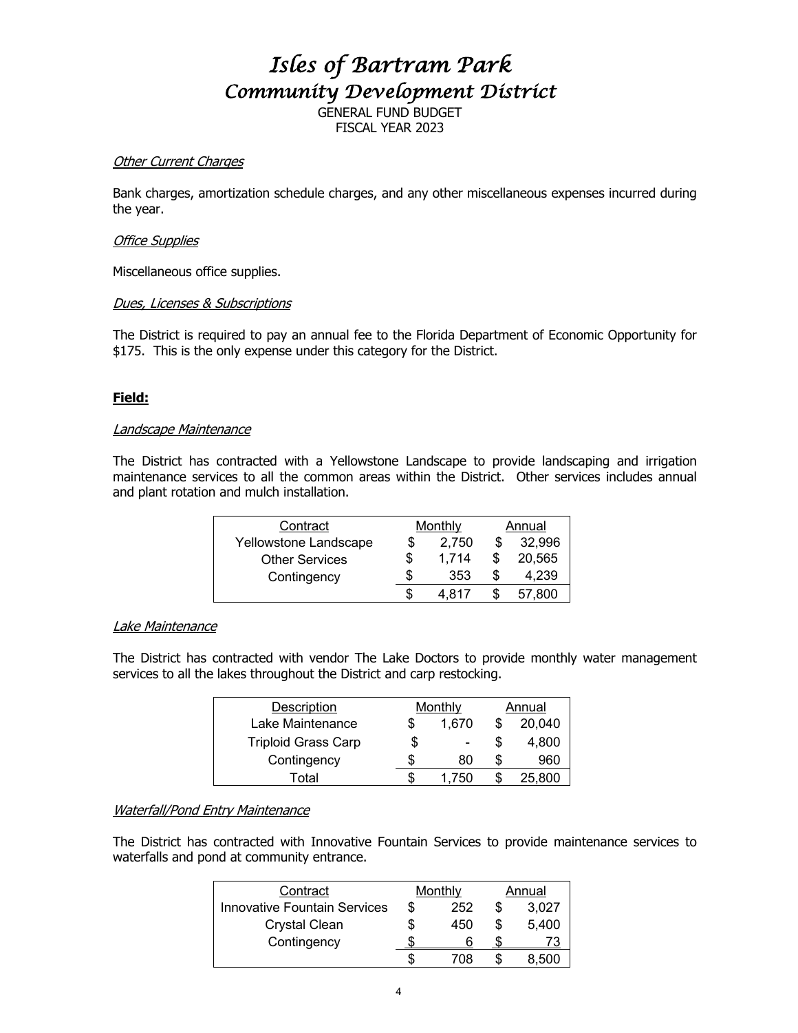# *Isles of Bartram Park*
## *Community Development District*

GENERAL FUND BUDGET
FISCAL YEAR 2023

*Other Current Charges*

Bank charges, amortization schedule charges, and any other miscellaneous expenses incurred during the year.

*Office Supplies*

Miscellaneous office supplies.

*Dues, Licenses & Subscriptions*

The District is required to pay an annual fee to the Florida Department of Economic Opportunity for $175. This is the only expense under this category for the District.

**Field:**

*Landscape Maintenance*

The District has contracted with a Yellowstone Landscape to provide landscaping and irrigation maintenance services to all the common areas within the District. Other services includes annual and plant rotation and mulch installation.

| Contract | Monthly | Annual |
|---|---|---|
| Yellowstone Landscape | $ 2,750 | $ 32,996 |
| Other Services | $ 1,714 | $ 20,565 |
| Contingency | $ 353 | $ 4,239 |
| | $ 4,817 | $ 57,800 |

*Lake Maintenance*

The District has contracted with vendor The Lake Doctors to provide monthly water management services to all the lakes throughout the District and carp restocking.

| Description | Monthly | Annual |
|---|---|---|
| Lake Maintenance | $ 1,670 | $ 20,040 |
| Triploid Grass Carp | $ - | $ 4,800 |
| Contingency | $ 80 | $ 960 |
| Total | $ 1,750 | $ 25,800 |

*Waterfall/Pond Entry Maintenance*

The District has contracted with Innovative Fountain Services to provide maintenance services to waterfalls and pond at community entrance.

| Contract | Monthly | Annual |
|---|---|---|
| Innovative Fountain Services | $ 252 | $ 3,027 |
| Crystal Clean | $ 450 | $ 5,400 |
| Contingency | $ 6 | $ 73 |
| | $ 708 | $ 8,500 |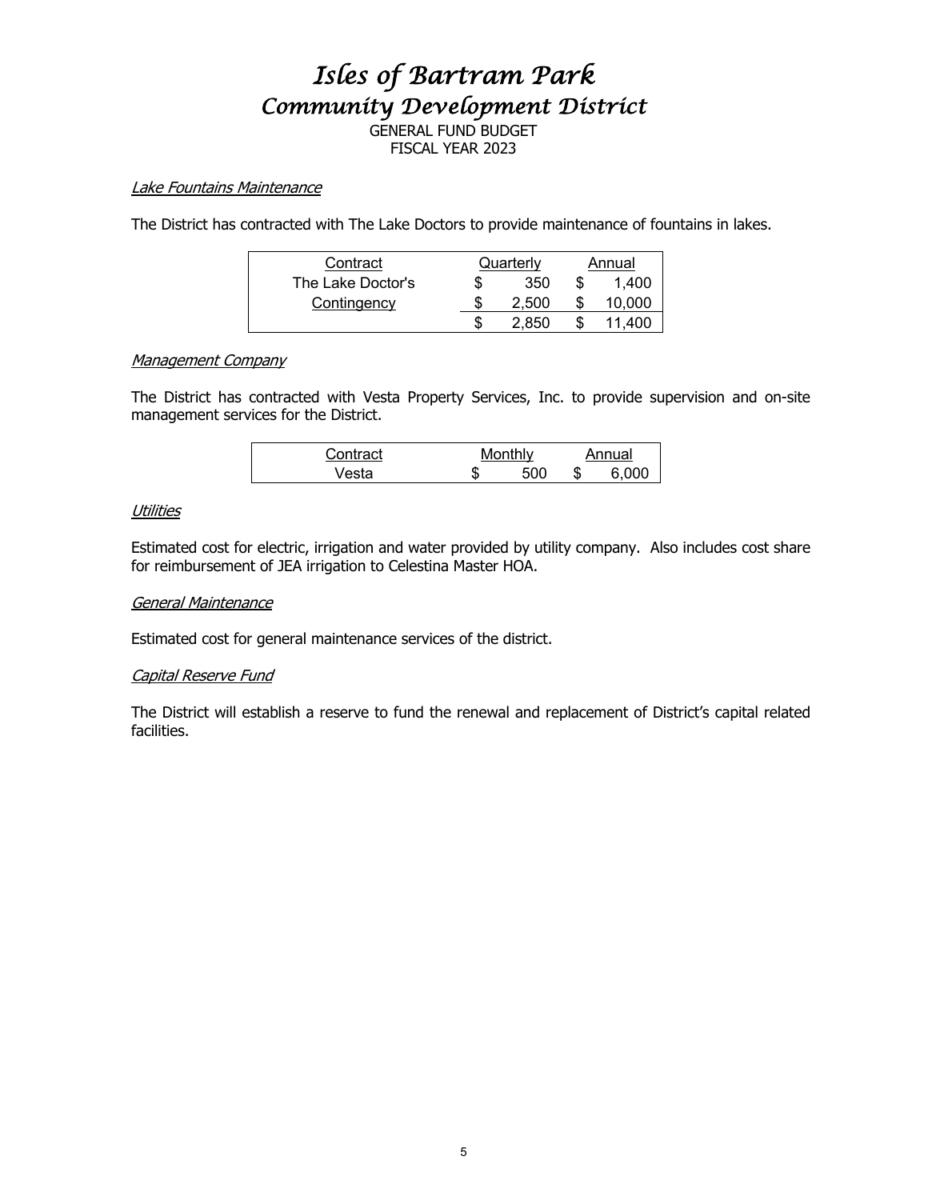# *Isles of Bartram Park*
## *Community Development District*

GENERAL FUND BUDGET
FISCAL YEAR 2023

*Lake Fountains Maintenance*

The District has contracted with The Lake Doctors to provide maintenance of fountains in lakes.

| Contract | Quarterly | Annual |
|---|---|---|
| The Lake Doctor's | $ 350 | $ 1,400 |
| Contingency | $ 2,500 | $ 10,000 |
| | $ 2,850 | $ 11,400 |

*Management Company*

The District has contracted with Vesta Property Services, Inc. to provide supervision and on-site management services for the District.

| Contract | Monthly | Annual |
|---|---|---|
| Vesta | $ 500 | $ 6,000 |

*Utilities*

Estimated cost for electric, irrigation and water provided by utility company. Also includes cost share for reimbursement of JEA irrigation to Celestina Master HOA.

*General Maintenance*

Estimated cost for general maintenance services of the district.

*Capital Reserve Fund*

The District will establish a reserve to fund the renewal and replacement of District's capital related facilities.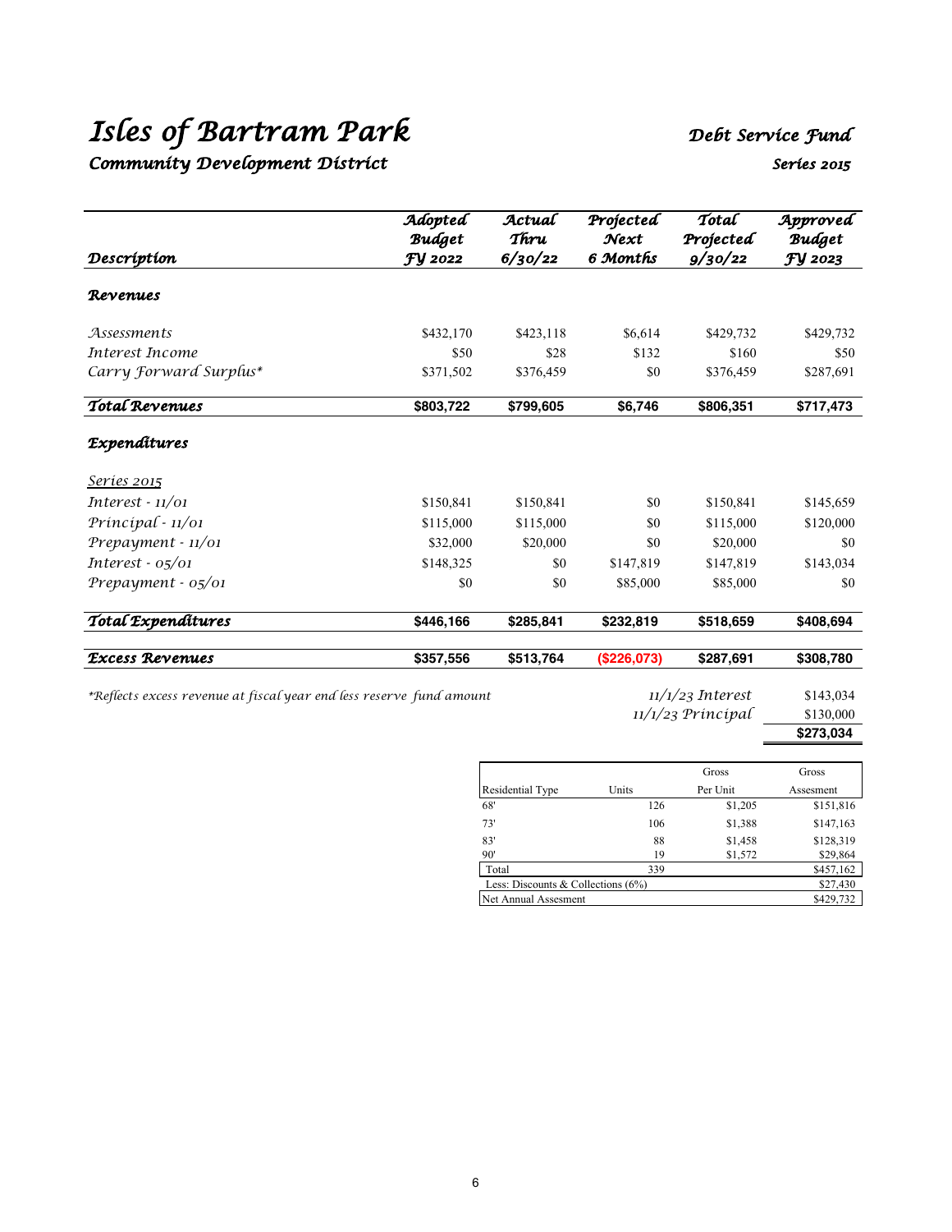# Isles of Bartram Park

## Community Development District

## Debt Service Fund

### Series 2015

| Description | Adopted Budget FY 2022 | Actual Thru 6/30/22 | Projected Next 6 Months | Total Projected 9/30/22 | Approved Budget FY 2023 |
|---|---|---|---|---|---|
| ***Revenues*** | | | | | |
| Assessments | $432,170 | $423,118 | $6,614 | $429,732 | $429,732 |
| Interest Income | $50 | $28 | $132 | $160 | $50 |
| Carry Forward Surplus* | $371,502 | $376,459 | $0 | $376,459 | $287,691 |
| **Total Revenues** | **$803,722** | **$799,605** | **$6,746** | **$806,351** | **$717,473** |
| ***Expenditures*** | | | | | |
| Series 2015 | | | | | |
| Interest - 11/01 | $150,841 | $150,841 | $0 | $150,841 | $145,659 |
| Principal - 11/01 | $115,000 | $115,000 | $0 | $115,000 | $120,000 |
| Prepayment - 11/01 | $32,000 | $20,000 | $0 | $20,000 | $0 |
| Interest - 05/01 | $148,325 | $0 | $147,819 | $147,819 | $143,034 |
| Prepayment - 05/01 | $0 | $0 | $85,000 | $85,000 | $0 |
| **Total Expenditures** | **$446,166** | **$285,841** | **$232,819** | **$518,659** | **$408,694** |
| **Excess Revenues** | **$357,556** | **$513,764** | **($226,073)** | **$287,691** | **$308,780** |

*Reflects excess revenue at fiscal year end less reserve fund amount

| | |
|---|---|
| 11/1/23 Interest | $143,034 |
| 11/1/23 Principal | $130,000 |
| | **$273,034** |

| Residential Type | Units | Gross Per Unit | Gross Assesment |
|---|---|---|---|
| 68' | 126 | $1,205 | $151,816 |
| 73' | 106 | $1,388 | $147,163 |
| 83' | 88 | $1,458 | $128,319 |
| 90' | 19 | $1,572 | $29,864 |
| Total | 339 | | $457,162 |
| Less: Discounts & Collections (6%) | | | $27,430 |
| Net Annual Assesment | | | $429,732 |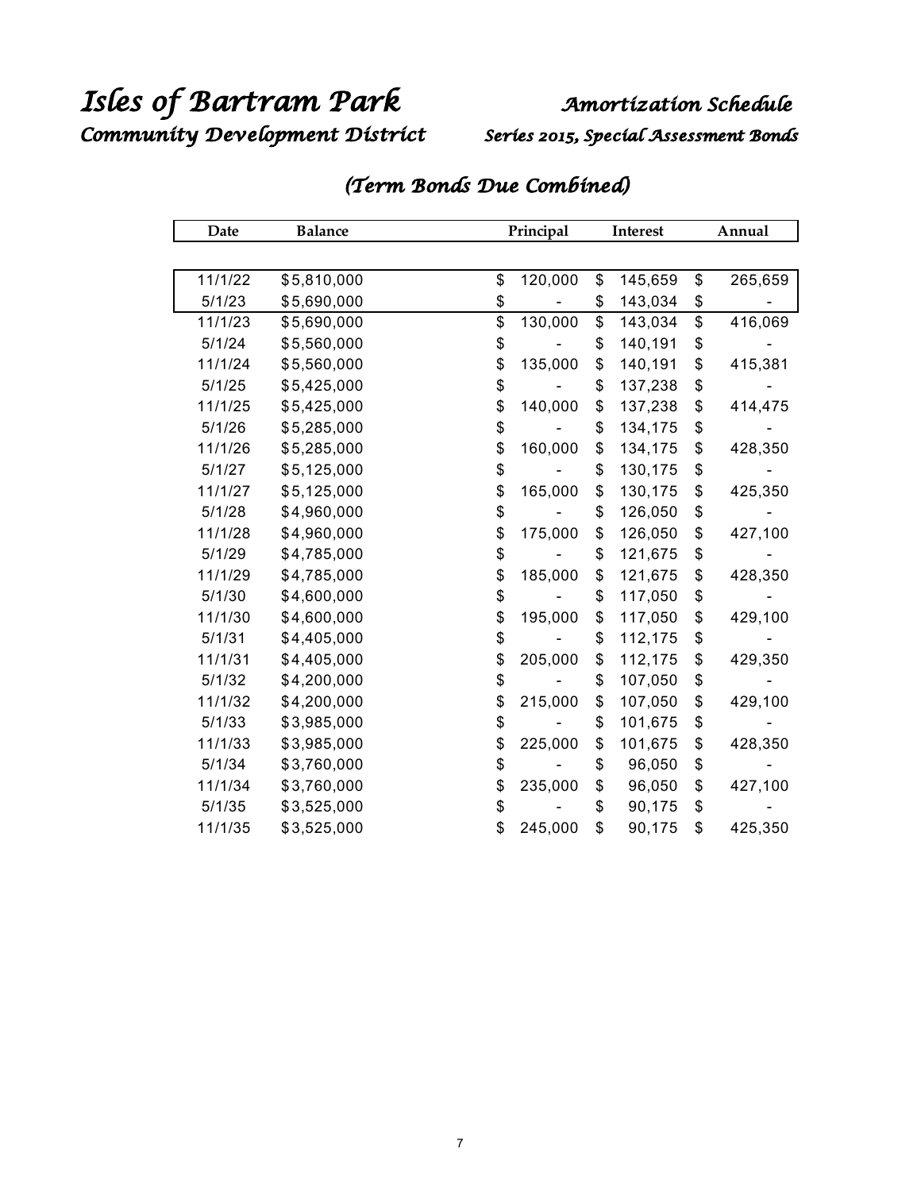# Isles of Bartram Park

## Community Development District

## Amortization Schedule

### Series 2015, Special Assessment Bonds

### *(Term Bonds Due Combined)*

| Date | Balance | Principal | Interest | Annual |
|---|---|---|---|---|
| 11/1/22 | $5,810,000 | $ 120,000 | $ 145,659 | $ 265,659 |
| 5/1/23 | $5,690,000 | $ - | $ 143,034 | $ - |
| 11/1/23 | $5,690,000 | $ 130,000 | $ 143,034 | $ 416,069 |
| 5/1/24 | $5,560,000 | $ - | $ 140,191 | $ - |
| 11/1/24 | $5,560,000 | $ 135,000 | $ 140,191 | $ 415,381 |
| 5/1/25 | $5,425,000 | $ - | $ 137,238 | $ - |
| 11/1/25 | $5,425,000 | $ 140,000 | $ 137,238 | $ 414,475 |
| 5/1/26 | $5,285,000 | $ - | $ 134,175 | $ - |
| 11/1/26 | $5,285,000 | $ 160,000 | $ 134,175 | $ 428,350 |
| 5/1/27 | $5,125,000 | $ - | $ 130,175 | $ - |
| 11/1/27 | $5,125,000 | $ 165,000 | $ 130,175 | $ 425,350 |
| 5/1/28 | $4,960,000 | $ - | $ 126,050 | $ - |
| 11/1/28 | $4,960,000 | $ 175,000 | $ 126,050 | $ 427,100 |
| 5/1/29 | $4,785,000 | $ - | $ 121,675 | $ - |
| 11/1/29 | $4,785,000 | $ 185,000 | $ 121,675 | $ 428,350 |
| 5/1/30 | $4,600,000 | $ - | $ 117,050 | $ - |
| 11/1/30 | $4,600,000 | $ 195,000 | $ 117,050 | $ 429,100 |
| 5/1/31 | $4,405,000 | $ - | $ 112,175 | $ - |
| 11/1/31 | $4,405,000 | $ 205,000 | $ 112,175 | $ 429,350 |
| 5/1/32 | $4,200,000 | $ - | $ 107,050 | $ - |
| 11/1/32 | $4,200,000 | $ 215,000 | $ 107,050 | $ 429,100 |
| 5/1/33 | $3,985,000 | $ - | $ 101,675 | $ - |
| 11/1/33 | $3,985,000 | $ 225,000 | $ 101,675 | $ 428,350 |
| 5/1/34 | $3,760,000 | $ - | $ 96,050 | $ - |
| 11/1/34 | $3,760,000 | $ 235,000 | $ 96,050 | $ 427,100 |
| 5/1/35 | $3,525,000 | $ - | $ 90,175 | $ - |
| 11/1/35 | $3,525,000 | $ 245,000 | $ 90,175 | $ 425,350 |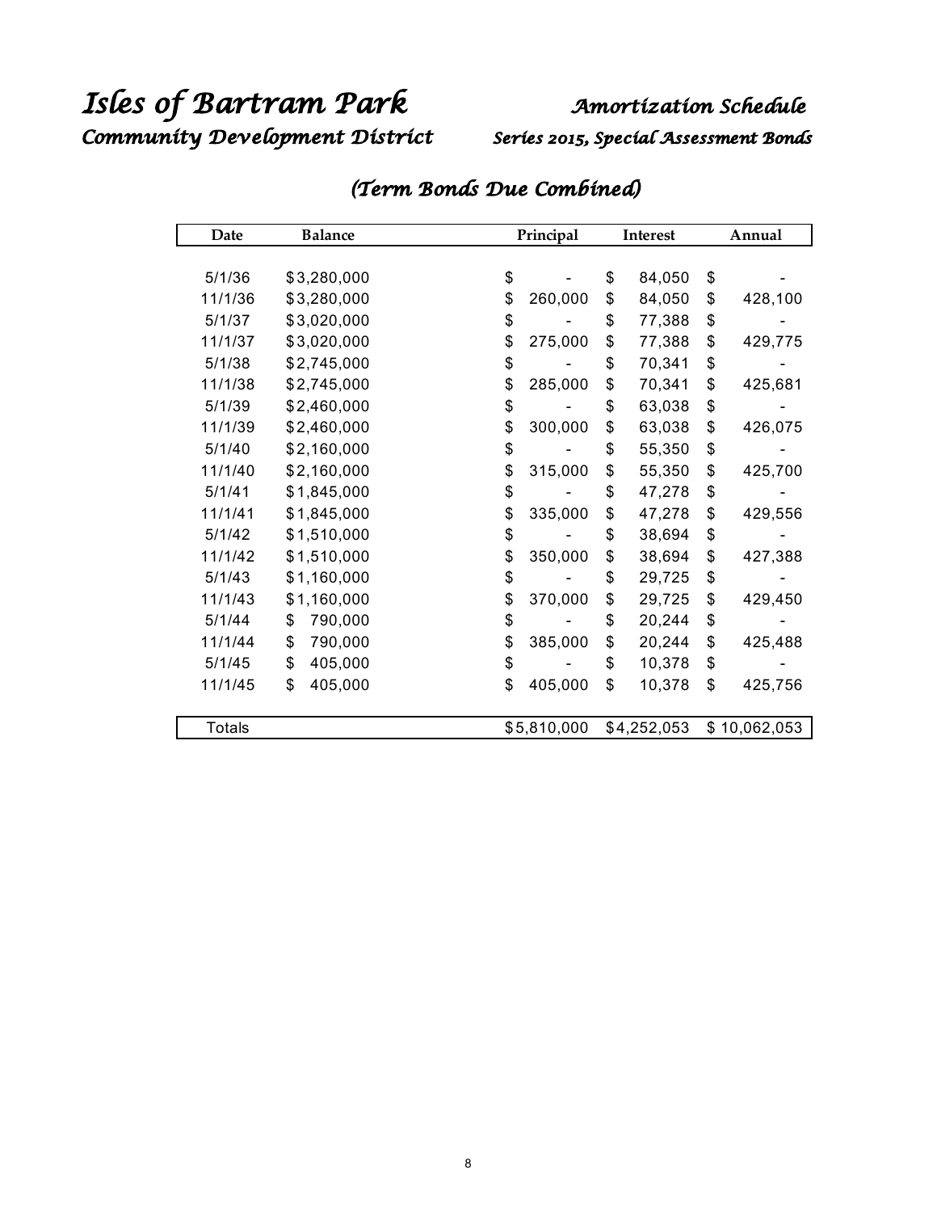# *Isles of Bartram Park*

## *Community Development District*

## *Amortization Schedule*

### *Series 2015, Special Assessment Bonds*

### *(Term Bonds Due Combined)*

| Date | Balance | Principal | Interest | Annual |
|---|---|---|---|---|
| 5/1/36 | $3,280,000 | $ - | $ 84,050 | $ - |
| 11/1/36 | $3,280,000 | $ 260,000 | $ 84,050 | $ 428,100 |
| 5/1/37 | $3,020,000 | $ - | $ 77,388 | $ - |
| 11/1/37 | $3,020,000 | $ 275,000 | $ 77,388 | $ 429,775 |
| 5/1/38 | $2,745,000 | $ - | $ 70,341 | $ - |
| 11/1/38 | $2,745,000 | $ 285,000 | $ 70,341 | $ 425,681 |
| 5/1/39 | $2,460,000 | $ - | $ 63,038 | $ - |
| 11/1/39 | $2,460,000 | $ 300,000 | $ 63,038 | $ 426,075 |
| 5/1/40 | $2,160,000 | $ - | $ 55,350 | $ - |
| 11/1/40 | $2,160,000 | $ 315,000 | $ 55,350 | $ 425,700 |
| 5/1/41 | $1,845,000 | $ - | $ 47,278 | $ - |
| 11/1/41 | $1,845,000 | $ 335,000 | $ 47,278 | $ 429,556 |
| 5/1/42 | $1,510,000 | $ - | $ 38,694 | $ - |
| 11/1/42 | $1,510,000 | $ 350,000 | $ 38,694 | $ 427,388 |
| 5/1/43 | $1,160,000 | $ - | $ 29,725 | $ - |
| 11/1/43 | $1,160,000 | $ 370,000 | $ 29,725 | $ 429,450 |
| 5/1/44 | $ 790,000 | $ - | $ 20,244 | $ - |
| 11/1/44 | $ 790,000 | $ 385,000 | $ 20,244 | $ 425,488 |
| 5/1/45 | $ 405,000 | $ - | $ 10,378 | $ - |
| 11/1/45 | $ 405,000 | $ 405,000 | $ 10,378 | $ 425,756 |
| Totals | | $5,810,000 | $4,252,053 | $ 10,062,053 |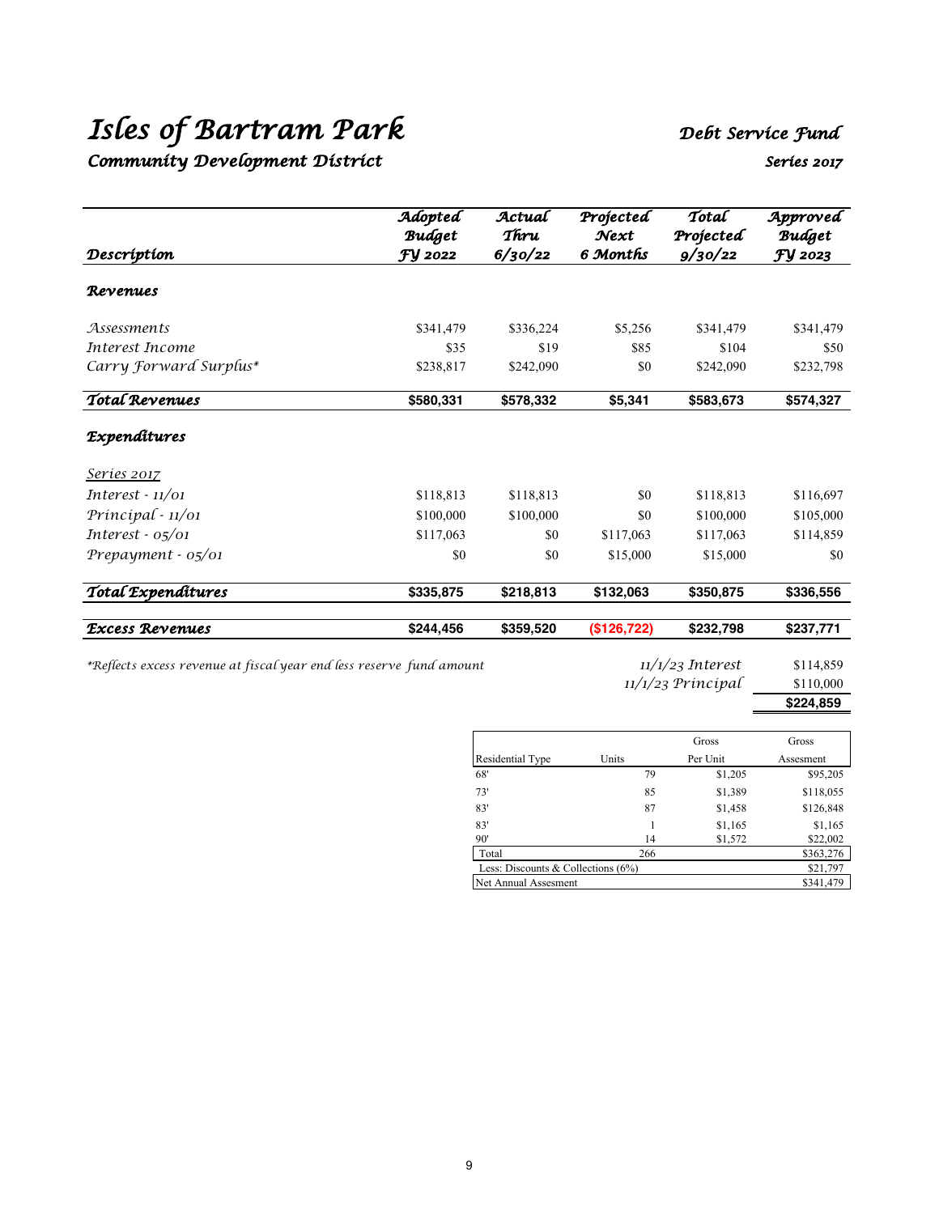# Isles of Bartram Park

## Community Development District

**Debt Service Fund**

**Series 2017**

| Description | Adopted Budget FY 2022 | Actual Thru 6/30/22 | Projected Next 6 Months | Total Projected 9/30/22 | Approved Budget FY 2023 |
|---|---|---|---|---|---|
| ***Revenues*** | | | | | |
| Assessments | $341,479 | $336,224 | $5,256 | $341,479 | $341,479 |
| Interest Income | $35 | $19 | $85 | $104 | $50 |
| Carry Forward Surplus* | $238,817 | $242,090 | $0 | $242,090 | $232,798 |
| **Total Revenues** | **$580,331** | **$578,332** | **$5,341** | **$583,673** | **$574,327** |
| ***Expenditures*** | | | | | |
| Series 2017 | | | | | |
| Interest - 11/01 | $118,813 | $118,813 | $0 | $118,813 | $116,697 |
| Principal - 11/01 | $100,000 | $100,000 | $0 | $100,000 | $105,000 |
| Interest - 05/01 | $117,063 | $0 | $117,063 | $117,063 | $114,859 |
| Prepayment - 05/01 | $0 | $0 | $15,000 | $15,000 | $0 |
| **Total Expenditures** | **$335,875** | **$218,813** | **$132,063** | **$350,875** | **$336,556** |
| **Excess Revenues** | **$244,456** | **$359,520** | **($126,722)** | **$232,798** | **$237,771** |

*Reflects excess revenue at fiscal year end less reserve fund amount

| | |
|---|---|
| 11/1/23 Interest | $114,859 |
| 11/1/23 Principal | $110,000 |
| | **$224,859** |

| Residential Type | Units | Gross Per Unit | Gross Assesment |
|---|---|---|---|
| 68' | 79 | $1,205 | $95,205 |
| 73' | 85 | $1,389 | $118,055 |
| 83' | 87 | $1,458 | $126,848 |
| 83' | 1 | $1,165 | $1,165 |
| 90' | 14 | $1,572 | $22,002 |
| Total | 266 | | $363,276 |
| Less: Discounts & Collections (6%) | | | $21,797 |
| Net Annual Assesment | | | $341,479 |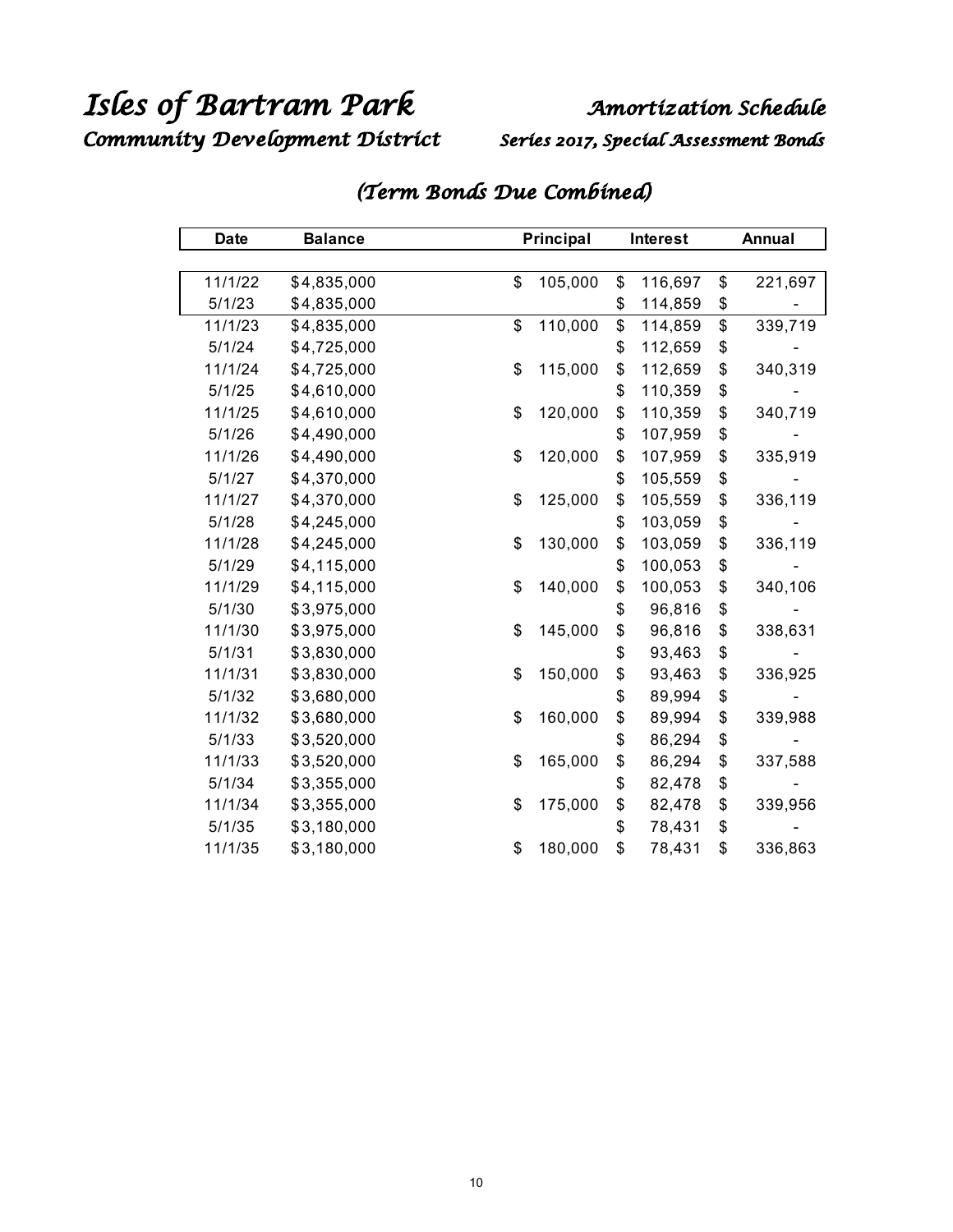# *Isles of Bartram Park*
## *Community Development District*

## *Amortization Schedule*
### *Series 2017, Special Assessment Bonds*

### *(Term Bonds Due Combined)*

| Date | Balance | Principal | Interest | Annual |
|---|---|---|---|---|
| 11/1/22 | $4,835,000 | $ 105,000 | $ 116,697 | $ 221,697 |
| 5/1/23 | $4,835,000 | | $ 114,859 | $ - |
| 11/1/23 | $4,835,000 | $ 110,000 | $ 114,859 | $ 339,719 |
| 5/1/24 | $4,725,000 | | $ 112,659 | $ - |
| 11/1/24 | $4,725,000 | $ 115,000 | $ 112,659 | $ 340,319 |
| 5/1/25 | $4,610,000 | | $ 110,359 | $ - |
| 11/1/25 | $4,610,000 | $ 120,000 | $ 110,359 | $ 340,719 |
| 5/1/26 | $4,490,000 | | $ 107,959 | $ - |
| 11/1/26 | $4,490,000 | $ 120,000 | $ 107,959 | $ 335,919 |
| 5/1/27 | $4,370,000 | | $ 105,559 | $ - |
| 11/1/27 | $4,370,000 | $ 125,000 | $ 105,559 | $ 336,119 |
| 5/1/28 | $4,245,000 | | $ 103,059 | $ - |
| 11/1/28 | $4,245,000 | $ 130,000 | $ 103,059 | $ 336,119 |
| 5/1/29 | $4,115,000 | | $ 100,053 | $ - |
| 11/1/29 | $4,115,000 | $ 140,000 | $ 100,053 | $ 340,106 |
| 5/1/30 | $3,975,000 | | $ 96,816 | $ - |
| 11/1/30 | $3,975,000 | $ 145,000 | $ 96,816 | $ 338,631 |
| 5/1/31 | $3,830,000 | | $ 93,463 | $ - |
| 11/1/31 | $3,830,000 | $ 150,000 | $ 93,463 | $ 336,925 |
| 5/1/32 | $3,680,000 | | $ 89,994 | $ - |
| 11/1/32 | $3,680,000 | $ 160,000 | $ 89,994 | $ 339,988 |
| 5/1/33 | $3,520,000 | | $ 86,294 | $ - |
| 11/1/33 | $3,520,000 | $ 165,000 | $ 86,294 | $ 337,588 |
| 5/1/34 | $3,355,000 | | $ 82,478 | $ - |
| 11/1/34 | $3,355,000 | $ 175,000 | $ 82,478 | $ 339,956 |
| 5/1/35 | $3,180,000 | | $ 78,431 | $ - |
| 11/1/35 | $3,180,000 | $ 180,000 | $ 78,431 | $ 336,863 |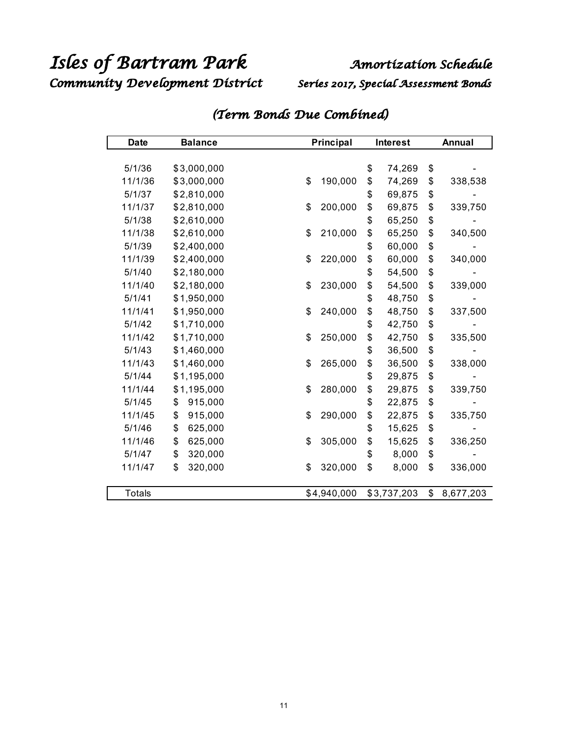# *Isles of Bartram Park*
## *Community Development District*

## *Amortization Schedule*
### *Series 2017, Special Assessment Bonds*

### *(Term Bonds Due Combined)*

| Date | Balance | Principal | Interest | Annual |
|---|---|---|---|---|
| 5/1/36 | $3,000,000 | | $ 74,269 | $ - |
| 11/1/36 | $3,000,000 | $ 190,000 | $ 74,269 | $ 338,538 |
| 5/1/37 | $2,810,000 | | $ 69,875 | $ - |
| 11/1/37 | $2,810,000 | $ 200,000 | $ 69,875 | $ 339,750 |
| 5/1/38 | $2,610,000 | | $ 65,250 | $ - |
| 11/1/38 | $2,610,000 | $ 210,000 | $ 65,250 | $ 340,500 |
| 5/1/39 | $2,400,000 | | $ 60,000 | $ - |
| 11/1/39 | $2,400,000 | $ 220,000 | $ 60,000 | $ 340,000 |
| 5/1/40 | $2,180,000 | | $ 54,500 | $ - |
| 11/1/40 | $2,180,000 | $ 230,000 | $ 54,500 | $ 339,000 |
| 5/1/41 | $1,950,000 | | $ 48,750 | $ - |
| 11/1/41 | $1,950,000 | $ 240,000 | $ 48,750 | $ 337,500 |
| 5/1/42 | $1,710,000 | | $ 42,750 | $ - |
| 11/1/42 | $1,710,000 | $ 250,000 | $ 42,750 | $ 335,500 |
| 5/1/43 | $1,460,000 | | $ 36,500 | $ - |
| 11/1/43 | $1,460,000 | $ 265,000 | $ 36,500 | $ 338,000 |
| 5/1/44 | $1,195,000 | | $ 29,875 | $ - |
| 11/1/44 | $1,195,000 | $ 280,000 | $ 29,875 | $ 339,750 |
| 5/1/45 | $ 915,000 | | $ 22,875 | $ - |
| 11/1/45 | $ 915,000 | $ 290,000 | $ 22,875 | $ 335,750 |
| 5/1/46 | $ 625,000 | | $ 15,625 | $ - |
| 11/1/46 | $ 625,000 | $ 305,000 | $ 15,625 | $ 336,250 |
| 5/1/47 | $ 320,000 | | $ 8,000 | $ - |
| 11/1/47 | $ 320,000 | $ 320,000 | $ 8,000 | $ 336,000 |
| Totals | | $4,940,000 | $3,737,203 | $ 8,677,203 |